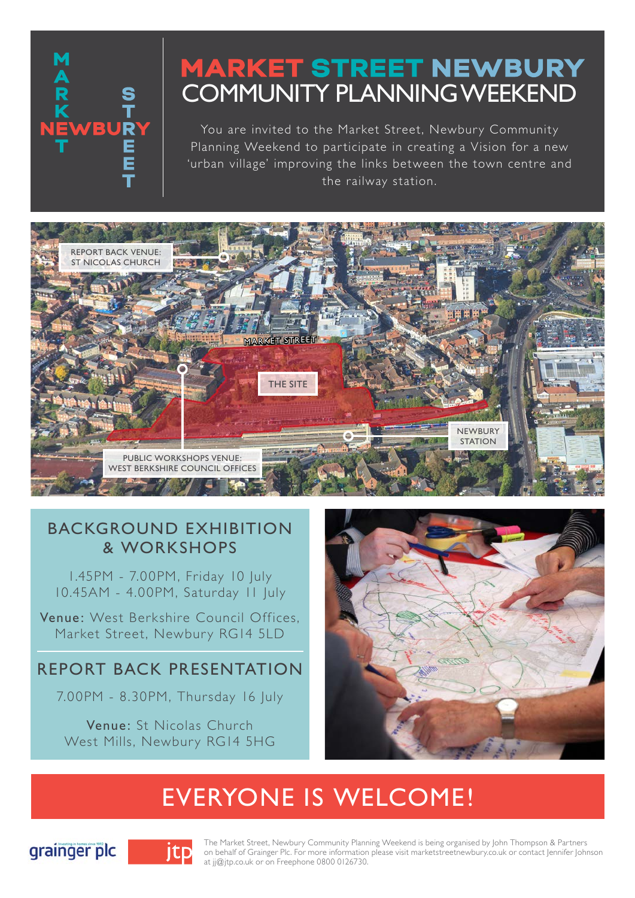# MARKET STREET NEWBURY COMMUNITY PLANNING WEEKEND

You are invited to the Market Street, Newbury Community Planning Weekend to participate in creating a Vision for a new 'urban village' improving the links between the town centre and the railway station.

REPORT BACK VENUE: ST NICOLAS CHURCH

MARKET STREET

THE SITE

NEWBURY STATION

PUBLIC WORKSHOPS VENUE: WEST BERKSHIRE COUNCIL OFFICES

## BACKGROUND EXHIBITION & WORKSHOPS

1.45PM - 7.00PM, Friday 10 July
10.45AM - 4.00PM, Saturday 11 July

**Venue:** West Berkshire Council Offices, Market Street, Newbury RG14 5LD

## REPORT BACK PRESENTATION

7.00PM - 8.30PM, Thursday 16 July

**Venue:** St Nicolas Church West Mills, Newbury RG14 5HG

## EVERYONE IS WELCOME!

grainger plc

jtp

The Market Street, Newbury Community Planning Weekend is being organised by John Thompson & Partners on behalf of Grainger Plc. For more information please visit marketstreetnewbury.co.uk or contact Jennifer Johnson at jj@jtp.co.uk or on Freephone 0800 0126730.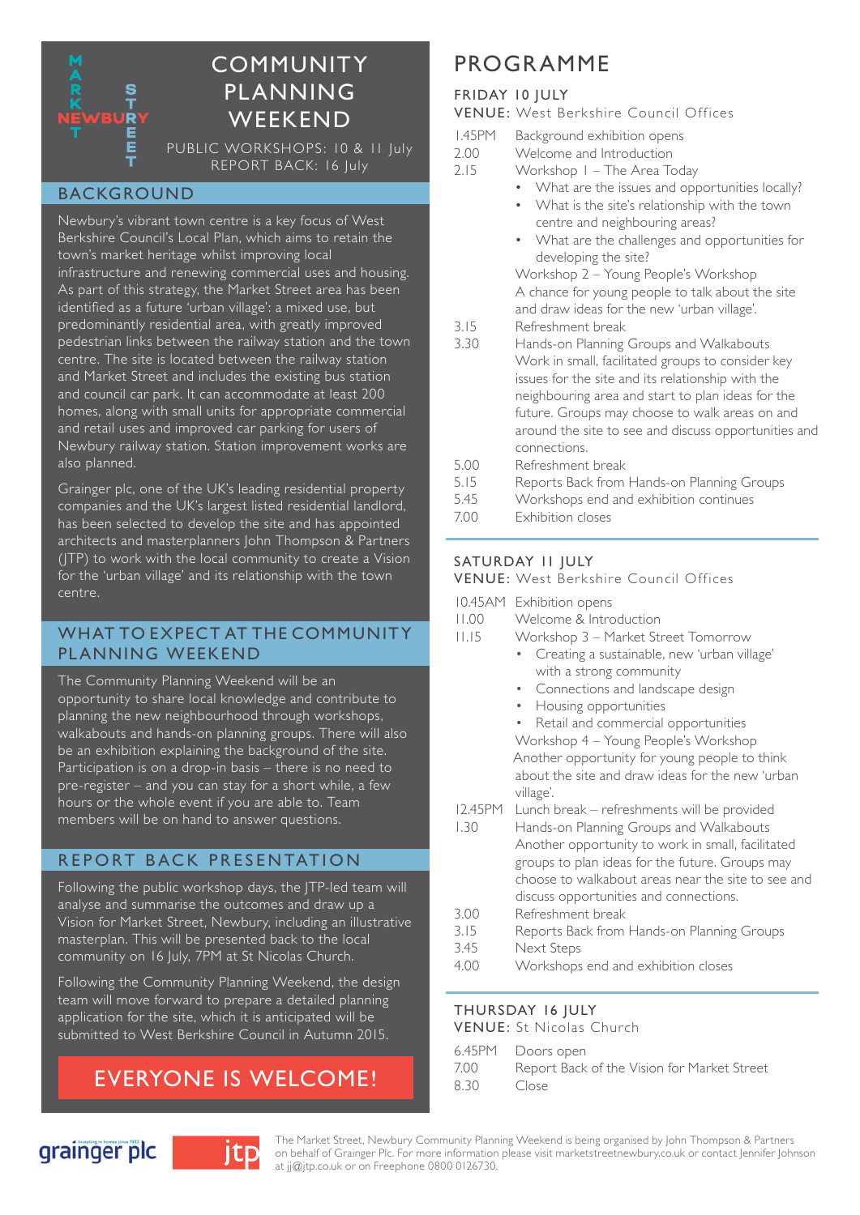# COMMUNITY PLANNING WEEKEND

PUBLIC WORKSHOPS: 10 & 11 July
REPORT BACK: 16 July

## BACKGROUND

Newbury's vibrant town centre is a key focus of West Berkshire Council's Local Plan, which aims to retain the town's market heritage whilst improving local infrastructure and renewing commercial uses and housing. As part of this strategy, the Market Street area has been identified as a future 'urban village': a mixed use, but predominantly residential area, with greatly improved pedestrian links between the railway station and the town centre. The site is located between the railway station and Market Street and includes the existing bus station and council car park. It can accommodate at least 200 homes, along with small units for appropriate commercial and retail uses and improved car parking for users of Newbury railway station. Station improvement works are also planned.

Grainger plc, one of the UK's leading residential property companies and the UK's largest listed residential landlord, has been selected to develop the site and has appointed architects and masterplanners John Thompson & Partners (JTP) to work with the local community to create a Vision for the 'urban village' and its relationship with the town centre.

## WHAT TO EXPECT AT THE COMMUNITY PLANNING WEEKEND

The Community Planning Weekend will be an opportunity to share local knowledge and contribute to planning the new neighbourhood through workshops, walkabouts and hands-on planning groups. There will also be an exhibition explaining the background of the site. Participation is on a drop-in basis – there is no need to pre-register – and you can stay for a short while, a few hours or the whole event if you are able to. Team members will be on hand to answer questions.

## REPORT BACK PRESENTATION

Following the public workshop days, the JTP-led team will analyse and summarise the outcomes and draw up a Vision for Market Street, Newbury, including an illustrative masterplan. This will be presented back to the local community on 16 July, 7PM at St Nicolas Church.

Following the Community Planning Weekend, the design team will move forward to prepare a detailed planning application for the site, which it is anticipated will be submitted to West Berkshire Council in Autumn 2015.

**EVERYONE IS WELCOME!**

# PROGRAMME

## FRIDAY 10 JULY

**VENUE:** West Berkshire Council Offices

1.45PM Background exhibition opens

2.00 Welcome and Introduction

2.15 Workshop 1 – The Area Today
- What are the issues and opportunities locally?
- What is the site's relationship with the town centre and neighbouring areas?
- What are the challenges and opportunities for developing the site?

Workshop 2 – Young People's Workshop
A chance for young people to talk about the site and draw ideas for the new 'urban village'.

3.15 Refreshment break

3.30 Hands-on Planning Groups and Walkabouts
Work in small, facilitated groups to consider key issues for the site and its relationship with the neighbouring area and start to plan ideas for the future. Groups may choose to walk areas on and around the site to see and discuss opportunities and connections.

5.00 Refreshment break

5.15 Reports Back from Hands-on Planning Groups

5.45 Workshops end and exhibition continues

7.00 Exhibition closes

## SATURDAY 11 JULY

**VENUE:** West Berkshire Council Offices

10.45AM Exhibition opens

11.00 Welcome & Introduction

11.15 Workshop 3 – Market Street Tomorrow
- Creating a sustainable, new 'urban village' with a strong community
- Connections and landscape design
- Housing opportunities
- Retail and commercial opportunities

Workshop 4 – Young People's Workshop
Another opportunity for young people to think about the site and draw ideas for the new 'urban village'.

12.45PM Lunch break – refreshments will be provided

1.30 Hands-on Planning Groups and Walkabouts
Another opportunity to work in small, facilitated groups to plan ideas for the future. Groups may choose to walkabout areas near the site to see and discuss opportunities and connections.

3.00 Refreshment break

3.15 Reports Back from Hands-on Planning Groups

3.45 Next Steps

4.00 Workshops end and exhibition closes

## THURSDAY 16 JULY

**VENUE:** St Nicolas Church

6.45PM Doors open

7.00 Report Back of the Vision for Market Street

8.30 Close

The Market Street, Newbury Community Planning Weekend is being organised by John Thompson & Partners on behalf of Grainger Plc. For more information please visit marketstreetnewbury.co.uk or contact Jennifer Johnson at jj@jtp.co.uk or on Freephone 0800 0126730.